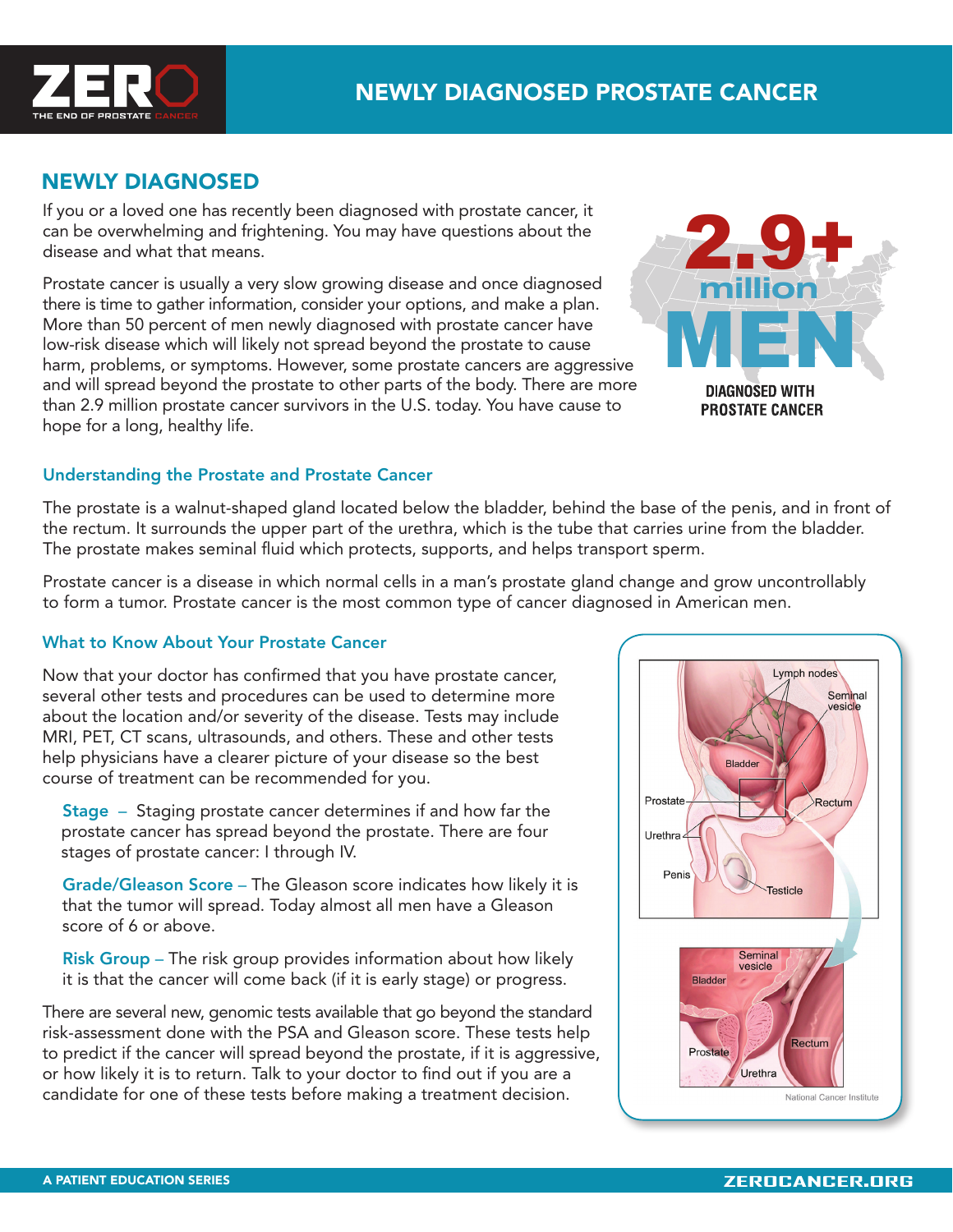# NEWLY DIAGNOSED PROSTATE CANCER

## NEWLY DIAGNOSED

If you or a loved one has recently been diagnosed with prostate cancer, it can be overwhelming and frightening. You may have questions about the disease and what that means.

Prostate cancer is usually a very slow growing disease and once diagnosed there is time to gather information, consider your options, and make a plan. More than 50 percent of men newly diagnosed with prostate cancer have low-risk disease which will likely not spread beyond the prostate to cause harm, problems, or symptoms. However, some prostate cancers are aggressive and will spread beyond the prostate to other parts of the body. There are more than 2.9 million prostate cancer survivors in the U.S. today. You have cause to hope for a long, healthy life.

**2.9+ million MEN DIAGNOSED WITH PROSTATE CANCER**

### Understanding the Prostate and Prostate Cancer

The prostate is a walnut-shaped gland located below the bladder, behind the base of the penis, and in front of the rectum. It surrounds the upper part of the urethra, which is the tube that carries urine from the bladder. The prostate makes seminal fluid which protects, supports, and helps transport sperm.

Prostate cancer is a disease in which normal cells in a man's prostate gland change and grow uncontrollably to form a tumor. Prostate cancer is the most common type of cancer diagnosed in American men.

### What to Know About Your Prostate Cancer

Now that your doctor has confirmed that you have prostate cancer, several other tests and procedures can be used to determine more about the location and/or severity of the disease. Tests may include MRI, PET, CT scans, ultrasounds, and others. These and other tests help physicians have a clearer picture of your disease so the best course of treatment can be recommended for you.

**Stage** – Staging prostate cancer determines if and how far the prostate cancer has spread beyond the prostate. There are four stages of prostate cancer: I through IV.

**Grade/Gleason Score** – The Gleason score indicates how likely it is that the tumor will spread. Today almost all men have a Gleason score of 6 or above.

**Risk Group** – The risk group provides information about how likely it is that the cancer will come back (if it is early stage) or progress.

There are several new, genomic tests available that go beyond the standard risk-assessment done with the PSA and Gleason score. These tests help to predict if the cancer will spread beyond the prostate, if it is aggressive, or how likely it is to return. Talk to your doctor to find out if you are a candidate for one of these tests before making a treatment decision.

National Cancer Institute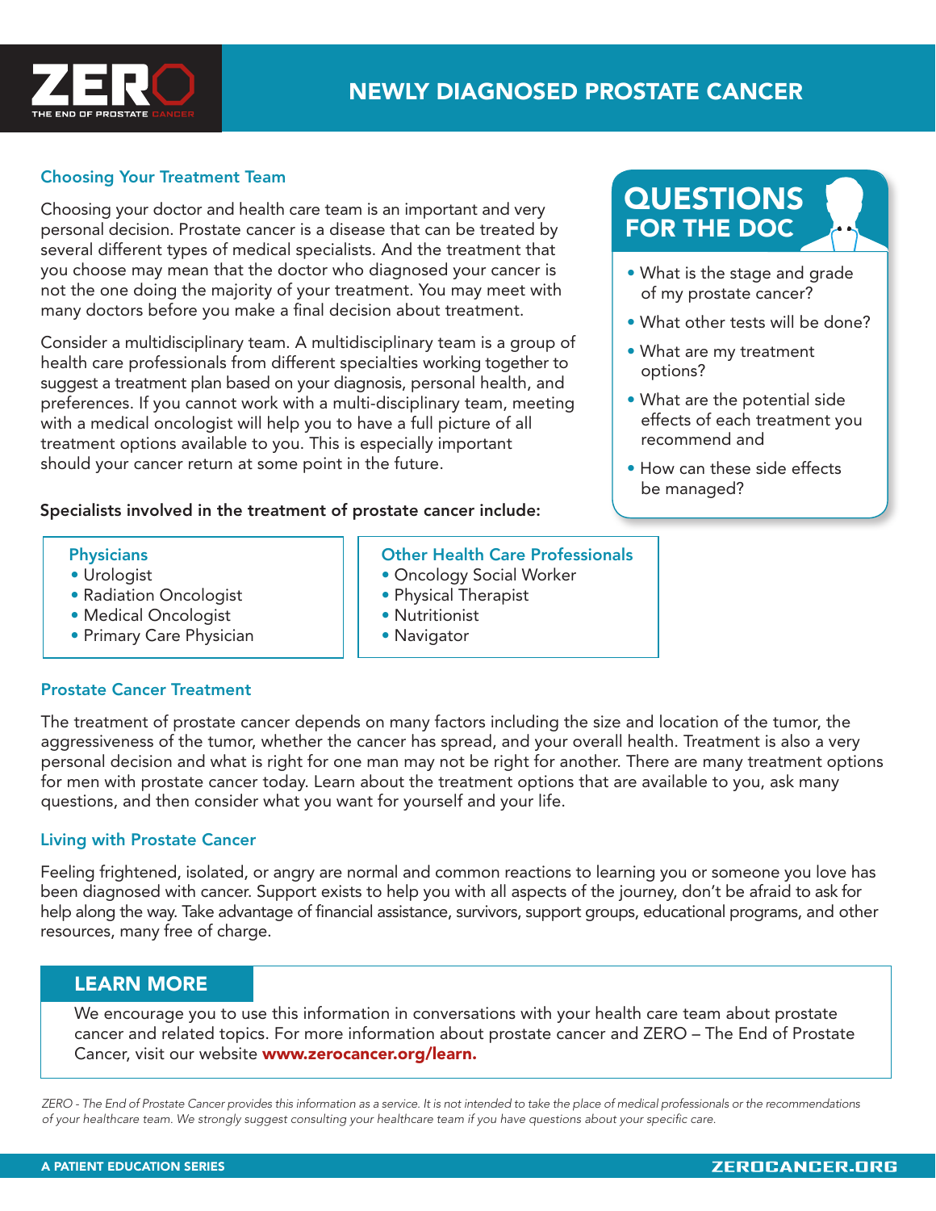# NEWLY DIAGNOSED PROSTATE CANCER

## Choosing Your Treatment Team

Choosing your doctor and health care team is an important and very personal decision. Prostate cancer is a disease that can be treated by several different types of medical specialists. And the treatment that you choose may mean that the doctor who diagnosed your cancer is not the one doing the majority of your treatment. You may meet with many doctors before you make a final decision about treatment.

Consider a multidisciplinary team. A multidisciplinary team is a group of health care professionals from different specialties working together to suggest a treatment plan based on your diagnosis, personal health, and preferences. If you cannot work with a multi-disciplinary team, meeting with a medical oncologist will help you to have a full picture of all treatment options available to you. This is especially important should your cancer return at some point in the future.

**Specialists involved in the treatment of prostate cancer include:**

### Physicians
- Urologist
- Radiation Oncologist
- Medical Oncologist
- Primary Care Physician

### Other Health Care Professionals
- Oncology Social Worker
- Physical Therapist
- Nutritionist
- Navigator

## QUESTIONS FOR THE DOC

- What is the stage and grade of my prostate cancer?
- What other tests will be done?
- What are my treatment options?
- What are the potential side effects of each treatment you recommend and
- How can these side effects be managed?

## Prostate Cancer Treatment

The treatment of prostate cancer depends on many factors including the size and location of the tumor, the aggressiveness of the tumor, whether the cancer has spread, and your overall health. Treatment is also a very personal decision and what is right for one man may not be right for another. There are many treatment options for men with prostate cancer today. Learn about the treatment options that are available to you, ask many questions, and then consider what you want for yourself and your life.

## Living with Prostate Cancer

Feeling frightened, isolated, or angry are normal and common reactions to learning you or someone you love has been diagnosed with cancer. Support exists to help you with all aspects of the journey, don't be afraid to ask for help along the way. Take advantage of financial assistance, survivors, support groups, educational programs, and other resources, many free of charge.

## LEARN MORE

We encourage you to use this information in conversations with your health care team about prostate cancer and related topics. For more information about prostate cancer and ZERO – The End of Prostate Cancer, visit our website **www.zerocancer.org/learn.**

*ZERO - The End of Prostate Cancer provides this information as a service. It is not intended to take the place of medical professionals or the recommendations of your healthcare team. We strongly suggest consulting your healthcare team if you have questions about your specific care.*